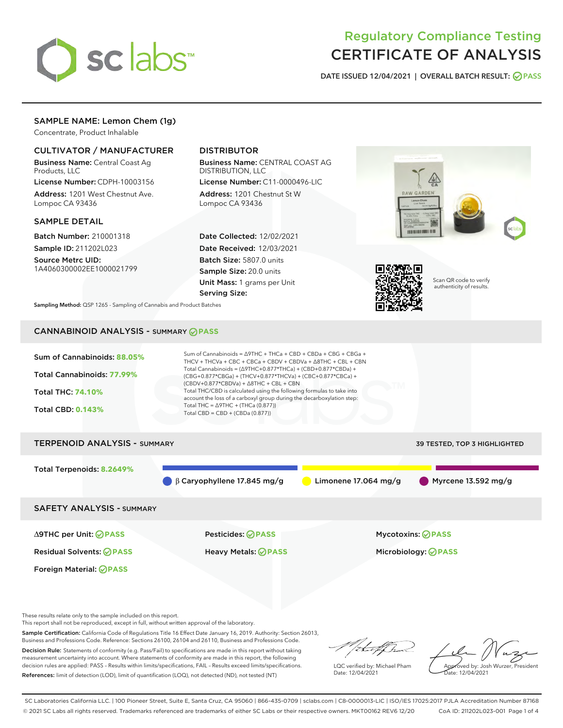# Regulatory Compliance Testing
# CERTIFICATE OF ANALYSIS

DATE ISSUED 12/04/2021 | OVERALL BATCH RESULT: PASS

## SAMPLE NAME: Lemon Chem (1g)

Concentrate, Product Inhalable

### CULTIVATOR / MANUFACTURER

**Business Name:** Central Coast Ag Products, LLC
**License Number:** CDPH-10003156
**Address:** 1201 West Chestnut Ave. Lompoc CA 93436

### DISTRIBUTOR

**Business Name:** CENTRAL COAST AG DISTRIBUTION, LLC
**License Number:** C11-0000496-LIC
**Address:** 1201 Chestnut St W Lompoc CA 93436

### SAMPLE DETAIL

**Batch Number:** 210001318
**Sample ID:** 211202L023
**Source Metrc UID:** 1A4060300002EE1000021799

**Date Collected:** 12/02/2021
**Date Received:** 12/03/2021
**Batch Size:** 5807.0 units
**Sample Size:** 20.0 units
**Unit Mass:** 1 grams per Unit
**Serving Size:**

Scan QR code to verify authenticity of results.

**Sampling Method:** QSP 1265 - Sampling of Cannabis and Product Batches

## CANNABINOID ANALYSIS - SUMMARY PASS

Sum of Cannabinoids: **88.05%**

Total Cannabinoids: **77.99%**

Total THC: **74.10%**

Total CBD: **0.143%**

Sum of Cannabinoids = Δ9THC + THCa + CBD + CBDa + CBG + CBGa + THCV + THCVa + CBC + CBCa + CBDV + CBDVa + Δ8THC + CBL + CBN

Total Cannabinoids = (Δ9THC+0.877*THCa) + (CBD+0.877*CBDa) + (CBG+0.877*CBGa) + (THCV+0.877*THCVa) + (CBC+0.877*CBCa) + (CBDV+0.877*CBDVa) + Δ8THC + CBL + CBN

Total THC/CBD is calculated using the following formulas to take into account the loss of a carboxyl group during the decarboxylation step:
Total THC = Δ9THC + (THCa (0.877))
Total CBD = CBD + (CBDa (0.877))

## TERPENOID ANALYSIS - SUMMARY

39 TESTED, TOP 3 HIGHLIGHTED

Total Terpenoids: **8.2649%**

β Caryophyllene 17.845 mg/g | Limonene 17.064 mg/g | Myrcene 13.592 mg/g

## SAFETY ANALYSIS - SUMMARY

| | | |
|---|---|---|
| Δ9THC per Unit: PASS | Pesticides: PASS | Mycotoxins: PASS |
| Residual Solvents: PASS | Heavy Metals: PASS | Microbiology: PASS |
| Foreign Material: PASS | | |

These results relate only to the sample included on this report.
This report shall not be reproduced, except in full, without written approval of the laboratory.

**Sample Certification:** California Code of Regulations Title 16 Effect Date January 16, 2019. Authority: Section 26013, Business and Professions Code. Reference: Sections 26100, 26104 and 26110, Business and Professions Code.

**Decision Rule:** Statements of conformity (e.g. Pass/Fail) to specifications are made in this report without taking measurement uncertainty into account. Where statements of conformity are made in this report, the following decision rules are applied: PASS – Results within limits/specifications, FAIL – Results exceed limits/specifications.

**References:** limit of detection (LOD), limit of quantification (LOQ), not detected (ND), not tested (NT)

LQC verified by: Michael Pham
Date: 12/04/2021

Approved by: Josh Wurzer, President
Date: 12/04/2021

SC Laboratories California LLC. | 100 Pioneer Street, Suite E, Santa Cruz, CA 95060 | 866-435-0709 | sclabs.com | C8-0000013-LIC | ISO/IES 17025:2017 PJLA Accreditation Number 87168
© 2021 SC Labs all rights reserved. Trademarks referenced are trademarks of either SC Labs or their respective owners. MKT00162 REV6 12/20 CoA ID: 211202L023-001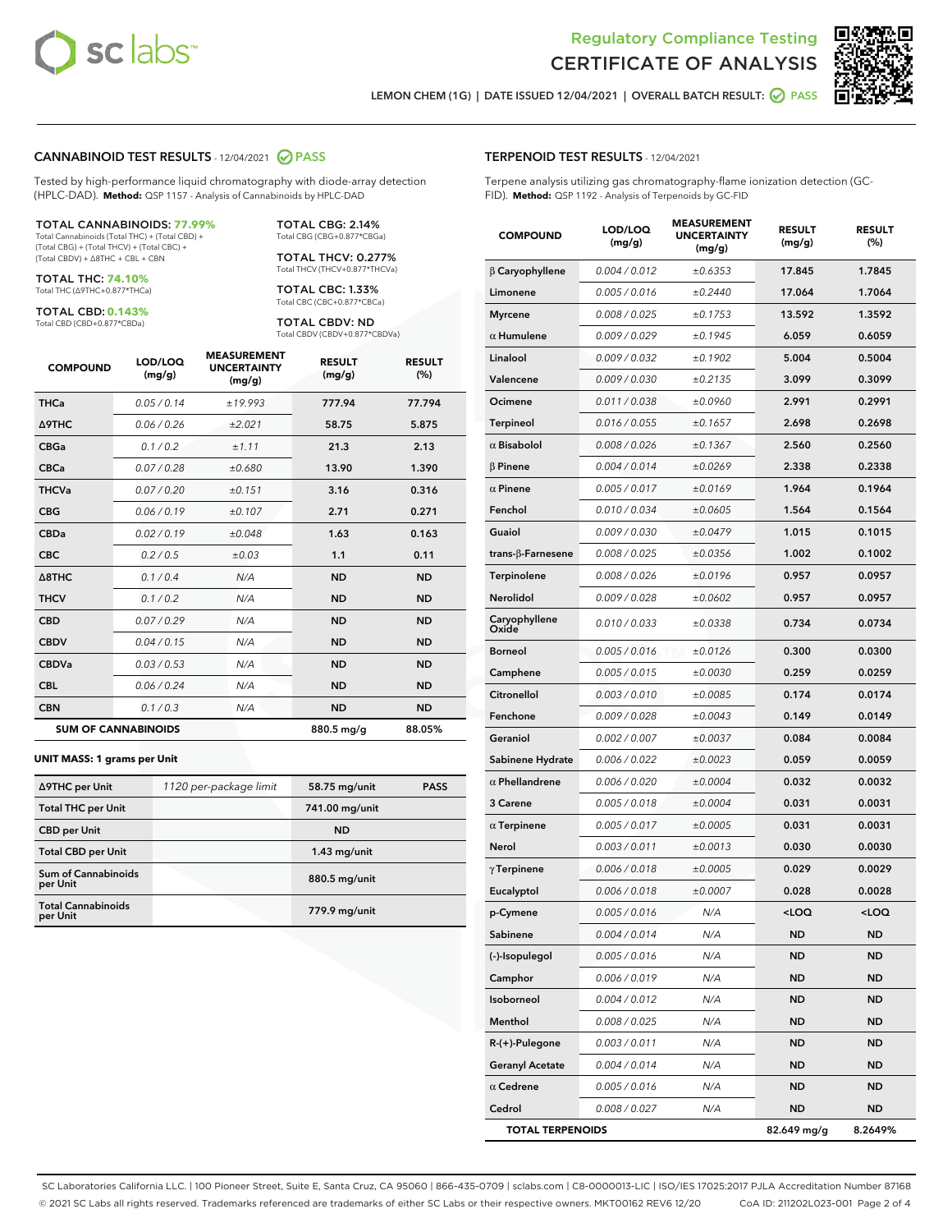# Regulatory Compliance Testing
## CERTIFICATE OF ANALYSIS

LEMON CHEM (1G) | DATE ISSUED 12/04/2021 | OVERALL BATCH RESULT: PASS

### CANNABINOID TEST RESULTS - 12/04/2021 PASS

Tested by high-performance liquid chromatography with diode-array detection (HPLC-DAD). **Method:** QSP 1157 - Analysis of Cannabinoids by HPLC-DAD

**TOTAL CANNABINOIDS: 77.99%**
Total Cannabinoids (Total THC) + (Total CBD) + (Total CBG) + (Total THCV) + (Total CBC) + (Total CBDV) + Δ8THC + CBL + CBN

**TOTAL THC: 74.10%**
Total THC (Δ9THC+0.877*THCa)

**TOTAL CBD: 0.143%**
Total CBD (CBD+0.877*CBDa)

**TOTAL CBG: 2.14%**
Total CBG (CBG+0.877*CBGa)

**TOTAL THCV: 0.277%**
Total THCV (THCV+0.877*THCVa)

**TOTAL CBC: 1.33%**
Total CBC (CBC+0.877*CBCa)

**TOTAL CBDV: ND**
Total CBDV (CBDV+0.877*CBDVa)

| COMPOUND | LOD/LOQ (mg/g) | MEASUREMENT UNCERTAINTY (mg/g) | RESULT (mg/g) | RESULT (%) |
|---|---|---|---|---|
| THCa | 0.05 / 0.14 | ±19.993 | 777.94 | 77.794 |
| Δ9THC | 0.06 / 0.26 | ±2.021 | 58.75 | 5.875 |
| CBGa | 0.1 / 0.2 | ±1.11 | 21.3 | 2.13 |
| CBCa | 0.07 / 0.28 | ±0.680 | 13.90 | 1.390 |
| THCVa | 0.07 / 0.20 | ±0.151 | 3.16 | 0.316 |
| CBG | 0.06 / 0.19 | ±0.107 | 2.71 | 0.271 |
| CBDa | 0.02 / 0.19 | ±0.048 | 1.63 | 0.163 |
| CBC | 0.2 / 0.5 | ±0.03 | 1.1 | 0.11 |
| Δ8THC | 0.1 / 0.4 | N/A | ND | ND |
| THCV | 0.1 / 0.2 | N/A | ND | ND |
| CBD | 0.07 / 0.29 | N/A | ND | ND |
| CBDV | 0.04 / 0.15 | N/A | ND | ND |
| CBDVa | 0.03 / 0.53 | N/A | ND | ND |
| CBL | 0.06 / 0.24 | N/A | ND | ND |
| CBN | 0.1 / 0.3 | N/A | ND | ND |
| **SUM OF CANNABINOIDS** | | | 880.5 mg/g | 88.05% |

**UNIT MASS: 1 grams per Unit**

| | | | |
|---|---|---|---|
| Δ9THC per Unit | 1120 per-package limit | 58.75 mg/unit | PASS |
| Total THC per Unit | | 741.00 mg/unit | |
| CBD per Unit | | ND | |
| Total CBD per Unit | | 1.43 mg/unit | |
| Sum of Cannabinoids per Unit | | 880.5 mg/unit | |
| Total Cannabinoids per Unit | | 779.9 mg/unit | |

### TERPENOID TEST RESULTS - 12/04/2021

Terpene analysis utilizing gas chromatography-flame ionization detection (GC-FID). **Method:** QSP 1192 - Analysis of Terpenoids by GC-FID

| COMPOUND | LOD/LOQ (mg/g) | MEASUREMENT UNCERTAINTY (mg/g) | RESULT (mg/g) | RESULT (%) |
|---|---|---|---|---|
| β Caryophyllene | 0.004 / 0.012 | ±0.6353 | 17.845 | 1.7845 |
| Limonene | 0.005 / 0.016 | ±0.2440 | 17.064 | 1.7064 |
| Myrcene | 0.008 / 0.025 | ±0.1753 | 13.592 | 1.3592 |
| α Humulene | 0.009 / 0.029 | ±0.1945 | 6.059 | 0.6059 |
| Linalool | 0.009 / 0.032 | ±0.1902 | 5.004 | 0.5004 |
| Valencene | 0.009 / 0.030 | ±0.2135 | 3.099 | 0.3099 |
| Ocimene | 0.011 / 0.038 | ±0.0960 | 2.991 | 0.2991 |
| Terpineol | 0.016 / 0.055 | ±0.1657 | 2.698 | 0.2698 |
| α Bisabolol | 0.008 / 0.026 | ±0.1367 | 2.560 | 0.2560 |
| β Pinene | 0.004 / 0.014 | ±0.0269 | 2.338 | 0.2338 |
| α Pinene | 0.005 / 0.017 | ±0.0169 | 1.964 | 0.1964 |
| Fenchol | 0.010 / 0.034 | ±0.0605 | 1.564 | 0.1564 |
| Guaiol | 0.009 / 0.030 | ±0.0479 | 1.015 | 0.1015 |
| trans-β-Farnesene | 0.008 / 0.025 | ±0.0356 | 1.002 | 0.1002 |
| Terpinolene | 0.008 / 0.026 | ±0.0196 | 0.957 | 0.0957 |
| Nerolidol | 0.009 / 0.028 | ±0.0602 | 0.957 | 0.0957 |
| Caryophyllene Oxide | 0.010 / 0.033 | ±0.0338 | 0.734 | 0.0734 |
| Borneol | 0.005 / 0.016 | ±0.0126 | 0.300 | 0.0300 |
| Camphene | 0.005 / 0.015 | ±0.0030 | 0.259 | 0.0259 |
| Citronellol | 0.003 / 0.010 | ±0.0085 | 0.174 | 0.0174 |
| Fenchone | 0.009 / 0.028 | ±0.0043 | 0.149 | 0.0149 |
| Geraniol | 0.002 / 0.007 | ±0.0037 | 0.084 | 0.0084 |
| Sabinene Hydrate | 0.006 / 0.022 | ±0.0023 | 0.059 | 0.0059 |
| α Phellandrene | 0.006 / 0.020 | ±0.0004 | 0.032 | 0.0032 |
| 3 Carene | 0.005 / 0.018 | ±0.0004 | 0.031 | 0.0031 |
| α Terpinene | 0.005 / 0.017 | ±0.0005 | 0.031 | 0.0031 |
| Nerol | 0.003 / 0.011 | ±0.0013 | 0.030 | 0.0030 |
| γ Terpinene | 0.006 / 0.018 | ±0.0005 | 0.029 | 0.0029 |
| Eucalyptol | 0.006 / 0.018 | ±0.0007 | 0.028 | 0.0028 |
| p-Cymene | 0.005 / 0.016 | N/A | <LOQ | <LOQ |
| Sabinene | 0.004 / 0.014 | N/A | ND | ND |
| (-)-Isopulegol | 0.005 / 0.016 | N/A | ND | ND |
| Camphor | 0.006 / 0.019 | N/A | ND | ND |
| Isoborneol | 0.004 / 0.012 | N/A | ND | ND |
| Menthol | 0.008 / 0.025 | N/A | ND | ND |
| R-(+)-Pulegone | 0.003 / 0.011 | N/A | ND | ND |
| Geranyl Acetate | 0.004 / 0.014 | N/A | ND | ND |
| α Cedrene | 0.005 / 0.016 | N/A | ND | ND |
| Cedrol | 0.008 / 0.027 | N/A | ND | ND |
| **TOTAL TERPENOIDS** | | | 82.649 mg/g | 8.2649% |

SC Laboratories California LLC. | 100 Pioneer Street, Suite E, Santa Cruz, CA 95060 | 866-435-0709 | sclabs.com | C8-0000013-LIC | ISO/IES 17025:2017 PJLA Accreditation Number 87168
© 2021 SC Labs all rights reserved. Trademarks referenced are trademarks of either SC Labs or their respective owners. MKT00162 REV6 12/20 CoA ID: 211202L023-001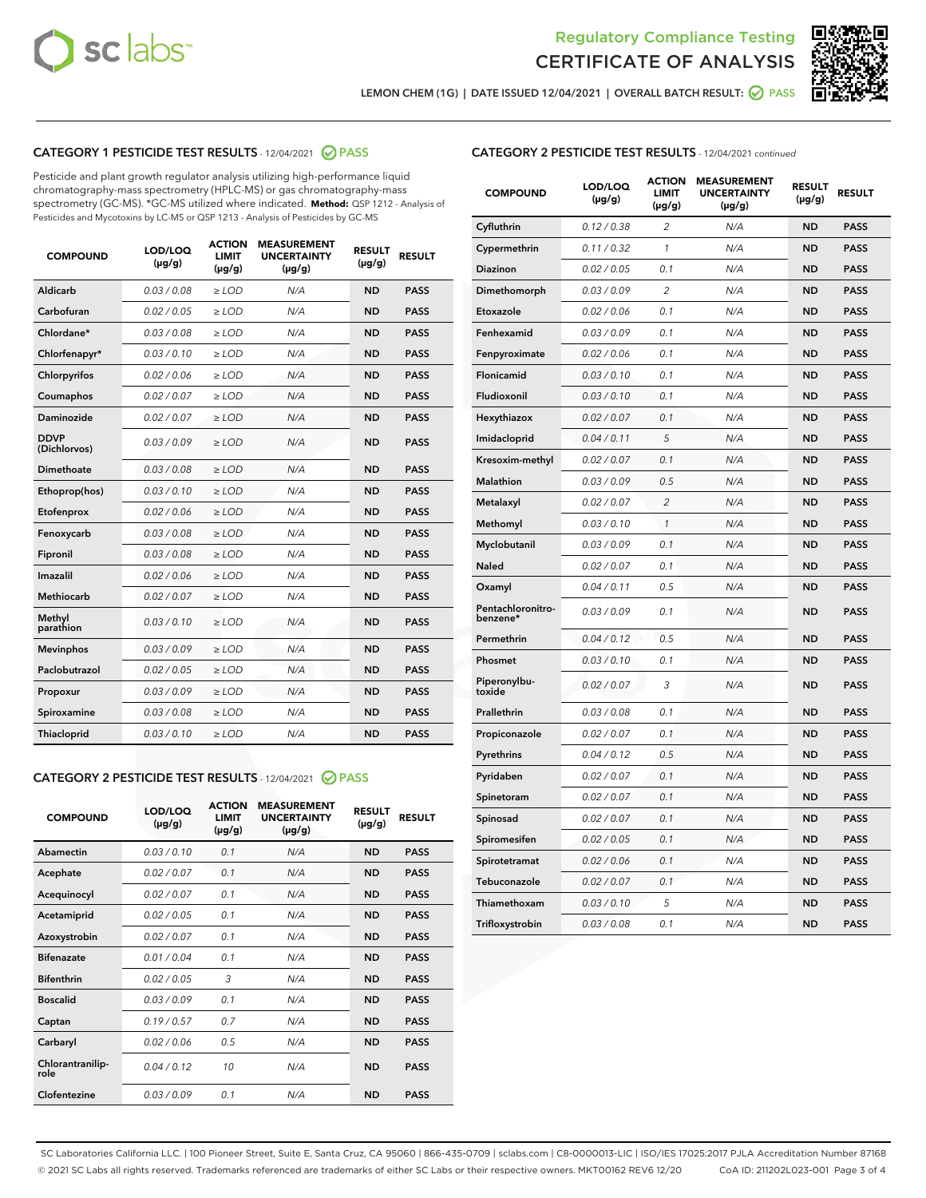LEMON CHEM (1G) | DATE ISSUED 12/04/2021 | OVERALL BATCH RESULT: PASS

## CATEGORY 1 PESTICIDE TEST RESULTS - 12/04/2021 PASS

Pesticide and plant growth regulator analysis utilizing high-performance liquid chromatography-mass spectrometry (HPLC-MS) or gas chromatography-mass spectrometry (GC-MS). *GC-MS utilized where indicated. **Method:** QSP 1212 - Analysis of Pesticides and Mycotoxins by LC-MS or QSP 1213 - Analysis of Pesticides by GC-MS

| COMPOUND | LOD/LOQ (µg/g) | ACTION LIMIT (µg/g) | MEASUREMENT UNCERTAINTY (µg/g) | RESULT (µg/g) | RESULT |
|---|---|---|---|---|---|
| Aldicarb | 0.03 / 0.08 | ≥ LOD | N/A | ND | PASS |
| Carbofuran | 0.02 / 0.05 | ≥ LOD | N/A | ND | PASS |
| Chlordane* | 0.03 / 0.08 | ≥ LOD | N/A | ND | PASS |
| Chlorfenapyr* | 0.03 / 0.10 | ≥ LOD | N/A | ND | PASS |
| Chlorpyrifos | 0.02 / 0.06 | ≥ LOD | N/A | ND | PASS |
| Coumaphos | 0.02 / 0.07 | ≥ LOD | N/A | ND | PASS |
| Daminozide | 0.02 / 0.07 | ≥ LOD | N/A | ND | PASS |
| DDVP (Dichlorvos) | 0.03 / 0.09 | ≥ LOD | N/A | ND | PASS |
| Dimethoate | 0.03 / 0.08 | ≥ LOD | N/A | ND | PASS |
| Ethoprop(hos) | 0.03 / 0.10 | ≥ LOD | N/A | ND | PASS |
| Etofenprox | 0.02 / 0.06 | ≥ LOD | N/A | ND | PASS |
| Fenoxycarb | 0.03 / 0.08 | ≥ LOD | N/A | ND | PASS |
| Fipronil | 0.03 / 0.08 | ≥ LOD | N/A | ND | PASS |
| Imazalil | 0.02 / 0.06 | ≥ LOD | N/A | ND | PASS |
| Methiocarb | 0.02 / 0.07 | ≥ LOD | N/A | ND | PASS |
| Methyl parathion | 0.03 / 0.10 | ≥ LOD | N/A | ND | PASS |
| Mevinphos | 0.03 / 0.09 | ≥ LOD | N/A | ND | PASS |
| Paclobutrazol | 0.02 / 0.05 | ≥ LOD | N/A | ND | PASS |
| Propoxur | 0.03 / 0.09 | ≥ LOD | N/A | ND | PASS |
| Spiroxamine | 0.03 / 0.08 | ≥ LOD | N/A | ND | PASS |
| Thiacloprid | 0.03 / 0.10 | ≥ LOD | N/A | ND | PASS |

## CATEGORY 2 PESTICIDE TEST RESULTS - 12/04/2021 PASS

| COMPOUND | LOD/LOQ (µg/g) | ACTION LIMIT (µg/g) | MEASUREMENT UNCERTAINTY (µg/g) | RESULT (µg/g) | RESULT |
|---|---|---|---|---|---|
| Abamectin | 0.03 / 0.10 | 0.1 | N/A | ND | PASS |
| Acephate | 0.02 / 0.07 | 0.1 | N/A | ND | PASS |
| Acequinocyl | 0.02 / 0.07 | 0.1 | N/A | ND | PASS |
| Acetamiprid | 0.02 / 0.05 | 0.1 | N/A | ND | PASS |
| Azoxystrobin | 0.02 / 0.07 | 0.1 | N/A | ND | PASS |
| Bifenazate | 0.01 / 0.04 | 0.1 | N/A | ND | PASS |
| Bifenthrin | 0.02 / 0.05 | 3 | N/A | ND | PASS |
| Boscalid | 0.03 / 0.09 | 0.1 | N/A | ND | PASS |
| Captan | 0.19 / 0.57 | 0.7 | N/A | ND | PASS |
| Carbaryl | 0.02 / 0.06 | 0.5 | N/A | ND | PASS |
| Chlorantraniliprole | 0.04 / 0.12 | 10 | N/A | ND | PASS |
| Clofentezine | 0.03 / 0.09 | 0.1 | N/A | ND | PASS |
| Cyfluthrin | 0.12 / 0.38 | 2 | N/A | ND | PASS |
| Cypermethrin | 0.11 / 0.32 | 1 | N/A | ND | PASS |
| Diazinon | 0.02 / 0.05 | 0.1 | N/A | ND | PASS |
| Dimethomorph | 0.03 / 0.09 | 2 | N/A | ND | PASS |
| Etoxazole | 0.02 / 0.06 | 0.1 | N/A | ND | PASS |
| Fenhexamid | 0.03 / 0.09 | 0.1 | N/A | ND | PASS |
| Fenpyroximate | 0.02 / 0.06 | 0.1 | N/A | ND | PASS |
| Flonicamid | 0.03 / 0.10 | 0.1 | N/A | ND | PASS |
| Fludioxonil | 0.03 / 0.10 | 0.1 | N/A | ND | PASS |
| Hexythiazox | 0.02 / 0.07 | 0.1 | N/A | ND | PASS |
| Imidacloprid | 0.04 / 0.11 | 5 | N/A | ND | PASS |
| Kresoxim-methyl | 0.02 / 0.07 | 0.1 | N/A | ND | PASS |
| Malathion | 0.03 / 0.09 | 0.5 | N/A | ND | PASS |
| Metalaxyl | 0.02 / 0.07 | 2 | N/A | ND | PASS |
| Methomyl | 0.03 / 0.10 | 1 | N/A | ND | PASS |
| Myclobutanil | 0.03 / 0.09 | 0.1 | N/A | ND | PASS |
| Naled | 0.02 / 0.07 | 0.1 | N/A | ND | PASS |
| Oxamyl | 0.04 / 0.11 | 0.5 | N/A | ND | PASS |
| Pentachloronitrobenzene* | 0.03 / 0.09 | 0.1 | N/A | ND | PASS |
| Permethrin | 0.04 / 0.12 | 0.5 | N/A | ND | PASS |
| Phosmet | 0.03 / 0.10 | 0.1 | N/A | ND | PASS |
| Piperonylbutoxide | 0.02 / 0.07 | 3 | N/A | ND | PASS |
| Prallethrin | 0.03 / 0.08 | 0.1 | N/A | ND | PASS |
| Propiconazole | 0.02 / 0.07 | 0.1 | N/A | ND | PASS |
| Pyrethrins | 0.04 / 0.12 | 0.5 | N/A | ND | PASS |
| Pyridaben | 0.02 / 0.07 | 0.1 | N/A | ND | PASS |
| Spinetoram | 0.02 / 0.07 | 0.1 | N/A | ND | PASS |
| Spinosad | 0.02 / 0.07 | 0.1 | N/A | ND | PASS |
| Spiromesifen | 0.02 / 0.05 | 0.1 | N/A | ND | PASS |
| Spirotetramat | 0.02 / 0.06 | 0.1 | N/A | ND | PASS |
| Tebuconazole | 0.02 / 0.07 | 0.1 | N/A | ND | PASS |
| Thiamethoxam | 0.03 / 0.10 | 5 | N/A | ND | PASS |
| Trifloxystrobin | 0.03 / 0.08 | 0.1 | N/A | ND | PASS |

SC Laboratories California LLC. | 100 Pioneer Street, Suite E, Santa Cruz, CA 95060 | 866-435-0709 | sclabs.com | C8-0000013-LIC | ISO/IES 17025:2017 PJLA Accreditation Number 87168
© 2021 SC Labs all rights reserved. Trademarks referenced are trademarks of either SC Labs or their respective owners. MKT00162 REV6 12/20 CoA ID: 211202L023-001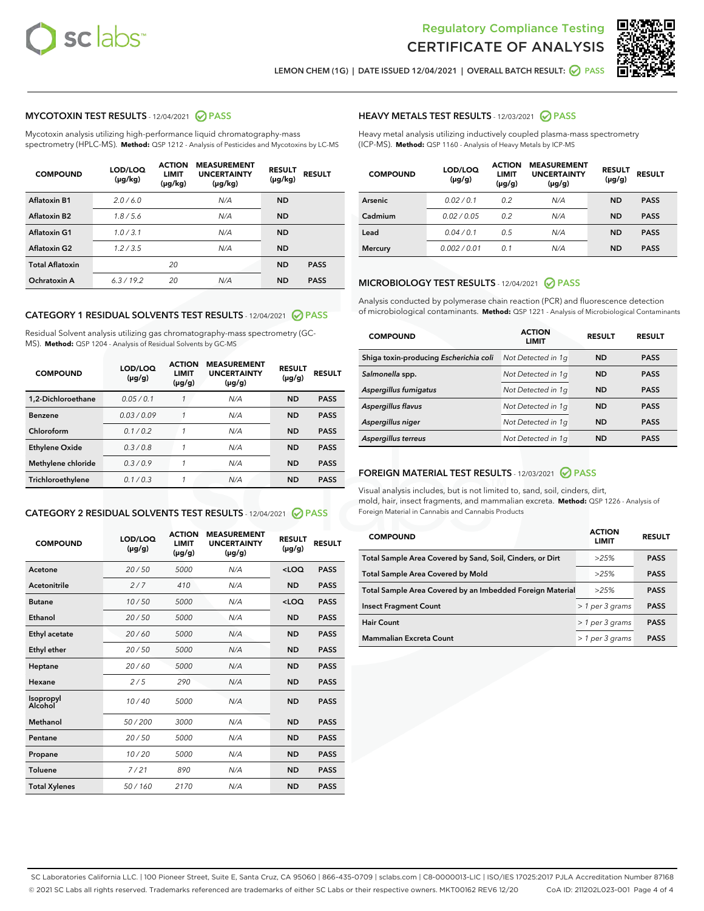Regulatory Compliance Testing
CERTIFICATE OF ANALYSIS

LEMON CHEM (1G) | DATE ISSUED 12/04/2021 | OVERALL BATCH RESULT: PASS

## MYCOTOXIN TEST RESULTS - 12/04/2021 PASS

Mycotoxin analysis utilizing high-performance liquid chromatography-mass spectrometry (HPLC-MS). **Method:** QSP 1212 - Analysis of Pesticides and Mycotoxins by LC-MS

| COMPOUND | LOD/LOQ (µg/kg) | ACTION LIMIT (µg/kg) | MEASUREMENT UNCERTAINTY (µg/kg) | RESULT (µg/kg) | RESULT |
|---|---|---|---|---|---|
| Aflatoxin B1 | 2.0 / 6.0 | | N/A | ND | |
| Aflatoxin B2 | 1.8 / 5.6 | | N/A | ND | |
| Aflatoxin G1 | 1.0 / 3.1 | | N/A | ND | |
| Aflatoxin G2 | 1.2 / 3.5 | | N/A | ND | |
| Total Aflatoxin | | 20 | | ND | PASS |
| Ochratoxin A | 6.3 / 19.2 | 20 | N/A | ND | PASS |

## CATEGORY 1 RESIDUAL SOLVENTS TEST RESULTS - 12/04/2021 PASS

Residual Solvent analysis utilizing gas chromatography-mass spectrometry (GC-MS). **Method:** QSP 1204 - Analysis of Residual Solvents by GC-MS

| COMPOUND | LOD/LOQ (µg/g) | ACTION LIMIT (µg/g) | MEASUREMENT UNCERTAINTY (µg/g) | RESULT (µg/g) | RESULT |
|---|---|---|---|---|---|
| 1,2-Dichloroethane | 0.05 / 0.1 | 1 | N/A | ND | PASS |
| Benzene | 0.03 / 0.09 | 1 | N/A | ND | PASS |
| Chloroform | 0.1 / 0.2 | 1 | N/A | ND | PASS |
| Ethylene Oxide | 0.3 / 0.8 | 1 | N/A | ND | PASS |
| Methylene chloride | 0.3 / 0.9 | 1 | N/A | ND | PASS |
| Trichloroethylene | 0.1 / 0.3 | 1 | N/A | ND | PASS |

## CATEGORY 2 RESIDUAL SOLVENTS TEST RESULTS - 12/04/2021 PASS

| COMPOUND | LOD/LOQ (µg/g) | ACTION LIMIT (µg/g) | MEASUREMENT UNCERTAINTY (µg/g) | RESULT (µg/g) | RESULT |
|---|---|---|---|---|---|
| Acetone | 20 / 50 | 5000 | N/A | <LOQ | PASS |
| Acetonitrile | 2 / 7 | 410 | N/A | ND | PASS |
| Butane | 10 / 50 | 5000 | N/A | <LOQ | PASS |
| Ethanol | 20 / 50 | 5000 | N/A | ND | PASS |
| Ethyl acetate | 20 / 60 | 5000 | N/A | ND | PASS |
| Ethyl ether | 20 / 50 | 5000 | N/A | ND | PASS |
| Heptane | 20 / 60 | 5000 | N/A | ND | PASS |
| Hexane | 2 / 5 | 290 | N/A | ND | PASS |
| Isopropyl Alcohol | 10 / 40 | 5000 | N/A | ND | PASS |
| Methanol | 50 / 200 | 3000 | N/A | ND | PASS |
| Pentane | 20 / 50 | 5000 | N/A | ND | PASS |
| Propane | 10 / 20 | 5000 | N/A | ND | PASS |
| Toluene | 7 / 21 | 890 | N/A | ND | PASS |
| Total Xylenes | 50 / 160 | 2170 | N/A | ND | PASS |

## HEAVY METALS TEST RESULTS - 12/03/2021 PASS

Heavy metal analysis utilizing inductively coupled plasma-mass spectrometry (ICP-MS). **Method:** QSP 1160 - Analysis of Heavy Metals by ICP-MS

| COMPOUND | LOD/LOQ (µg/g) | ACTION LIMIT (µg/g) | MEASUREMENT UNCERTAINTY (µg/g) | RESULT (µg/g) | RESULT |
|---|---|---|---|---|---|
| Arsenic | 0.02 / 0.1 | 0.2 | N/A | ND | PASS |
| Cadmium | 0.02 / 0.05 | 0.2 | N/A | ND | PASS |
| Lead | 0.04 / 0.1 | 0.5 | N/A | ND | PASS |
| Mercury | 0.002 / 0.01 | 0.1 | N/A | ND | PASS |

## MICROBIOLOGY TEST RESULTS - 12/04/2021 PASS

Analysis conducted by polymerase chain reaction (PCR) and fluorescence detection of microbiological contaminants. **Method:** QSP 1221 - Analysis of Microbiological Contaminants

| COMPOUND | ACTION LIMIT | RESULT | RESULT |
|---|---|---|---|
| Shiga toxin-producing *Escherichia coli* | Not Detected in 1g | ND | PASS |
| *Salmonella* spp. | Not Detected in 1g | ND | PASS |
| *Aspergillus fumigatus* | Not Detected in 1g | ND | PASS |
| *Aspergillus flavus* | Not Detected in 1g | ND | PASS |
| *Aspergillus niger* | Not Detected in 1g | ND | PASS |
| *Aspergillus terreus* | Not Detected in 1g | ND | PASS |

## FOREIGN MATERIAL TEST RESULTS - 12/03/2021 PASS

Visual analysis includes, but is not limited to, sand, soil, cinders, dirt, mold, hair, insect fragments, and mammalian excreta. **Method:** QSP 1226 - Analysis of Foreign Material in Cannabis and Cannabis Products

| COMPOUND | ACTION LIMIT | RESULT |
|---|---|---|
| Total Sample Area Covered by Sand, Soil, Cinders, or Dirt | >25% | PASS |
| Total Sample Area Covered by Mold | >25% | PASS |
| Total Sample Area Covered by an Imbedded Foreign Material | >25% | PASS |
| Insect Fragment Count | > 1 per 3 grams | PASS |
| Hair Count | > 1 per 3 grams | PASS |
| Mammalian Excreta Count | > 1 per 3 grams | PASS |

SC Laboratories California LLC. | 100 Pioneer Street, Suite E, Santa Cruz, CA 95060 | 866-435-0709 | sclabs.com | C8-0000013-LIC | ISO/IES 17025:2017 PJLA Accreditation Number 87168
© 2021 SC Labs all rights reserved. Trademarks referenced are trademarks of either SC Labs or their respective owners. MKT00162 REV6 12/20 CoA ID: 211202L023-001